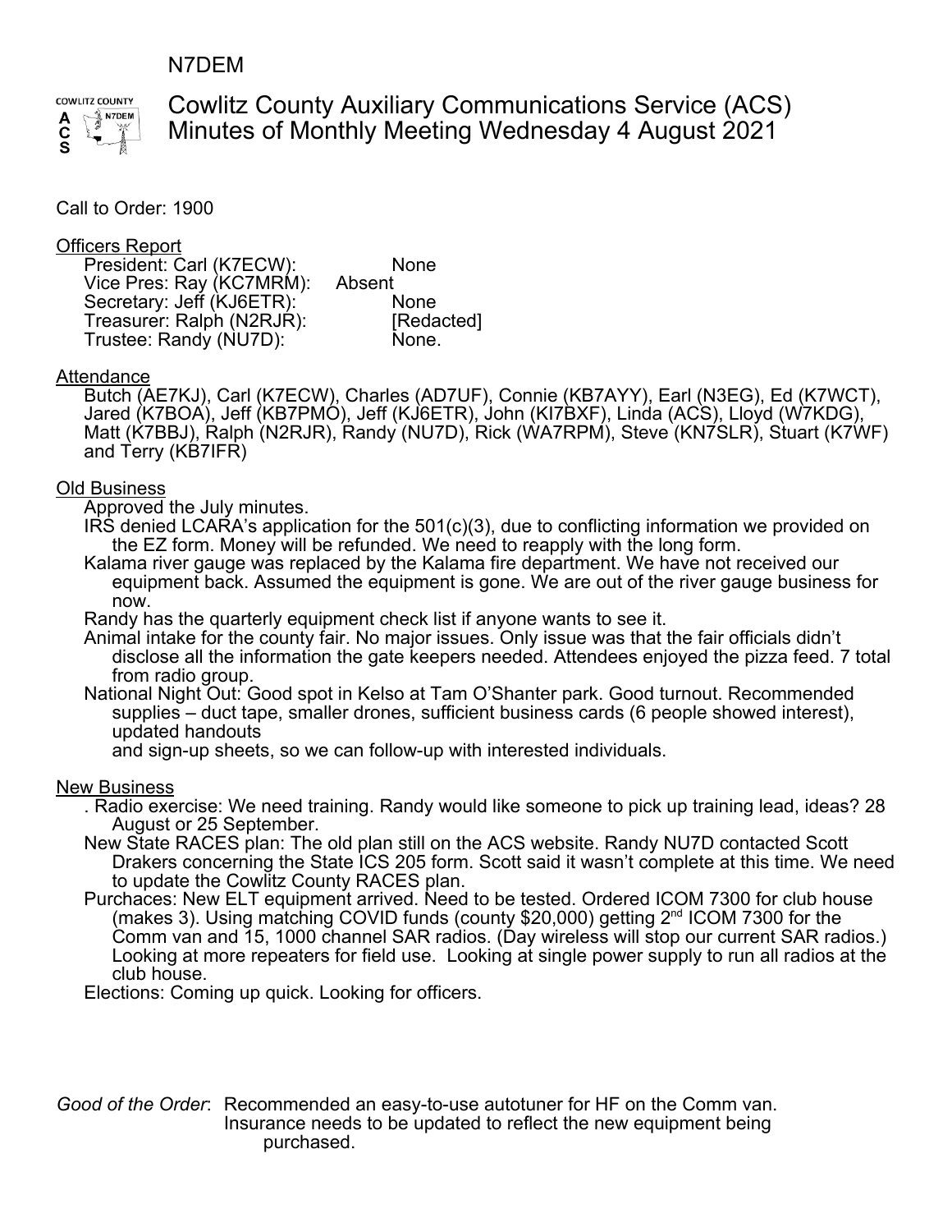N7DEM

# Cowlitz County Auxiliary Communications Service (ACS)
## Minutes of Monthly Meeting Wednesday 4 August 2021

Call to Order: 1900

**Officers Report**

- President: Carl (K7ECW): None
- Vice Pres: Ray (KC7MRM): Absent
- Secretary: Jeff (KJ6ETR): None
- Treasurer: Ralph (N2RJR): [Redacted]
- Trustee: Randy (NU7D): None.

**Attendance**

Butch (AE7KJ), Carl (K7ECW), Charles (AD7UF), Connie (KB7AYY), Earl (N3EG), Ed (K7WCT), Jared (K7BOA), Jeff (KB7PMO), Jeff (KJ6ETR), John (KI7BXF), Linda (ACS), Lloyd (W7KDG), Matt (K7BBJ), Ralph (N2RJR), Randy (NU7D), Rick (WA7RPM), Steve (KN7SLR), Stuart (K7WF) and Terry (KB7IFR)

**Old Business**

- Approved the July minutes.
- IRS denied LCARA's application for the 501(c)(3), due to conflicting information we provided on the EZ form. Money will be refunded. We need to reapply with the long form.
- Kalama river gauge was replaced by the Kalama fire department. We have not received our equipment back. Assumed the equipment is gone. We are out of the river gauge business for now.
- Randy has the quarterly equipment check list if anyone wants to see it.
- Animal intake for the county fair. No major issues. Only issue was that the fair officials didn't disclose all the information the gate keepers needed. Attendees enjoyed the pizza feed. 7 total from radio group.
- National Night Out: Good spot in Kelso at Tam O'Shanter park. Good turnout. Recommended supplies – duct tape, smaller drones, sufficient business cards (6 people showed interest), updated handouts and sign-up sheets, so we can follow-up with interested individuals.

**New Business**

- . Radio exercise: We need training. Randy would like someone to pick up training lead, ideas? 28 August or 25 September.
- New State RACES plan: The old plan still on the ACS website. Randy NU7D contacted Scott Drakers concerning the State ICS 205 form. Scott said it wasn't complete at this time. We need to update the Cowlitz County RACES plan.
- Purchaces: New ELT equipment arrived. Need to be tested. Ordered ICOM 7300 for club house (makes 3). Using matching COVID funds (county $20,000) getting 2nd ICOM 7300 for the Comm van and 15, 1000 channel SAR radios. (Day wireless will stop our current SAR radios.) Looking at more repeaters for field use. Looking at single power supply to run all radios at the club house.
- Elections: Coming up quick. Looking for officers.

*Good of the Order*: Recommended an easy-to-use autotuner for HF on the Comm van. Insurance needs to be updated to reflect the new equipment being purchased.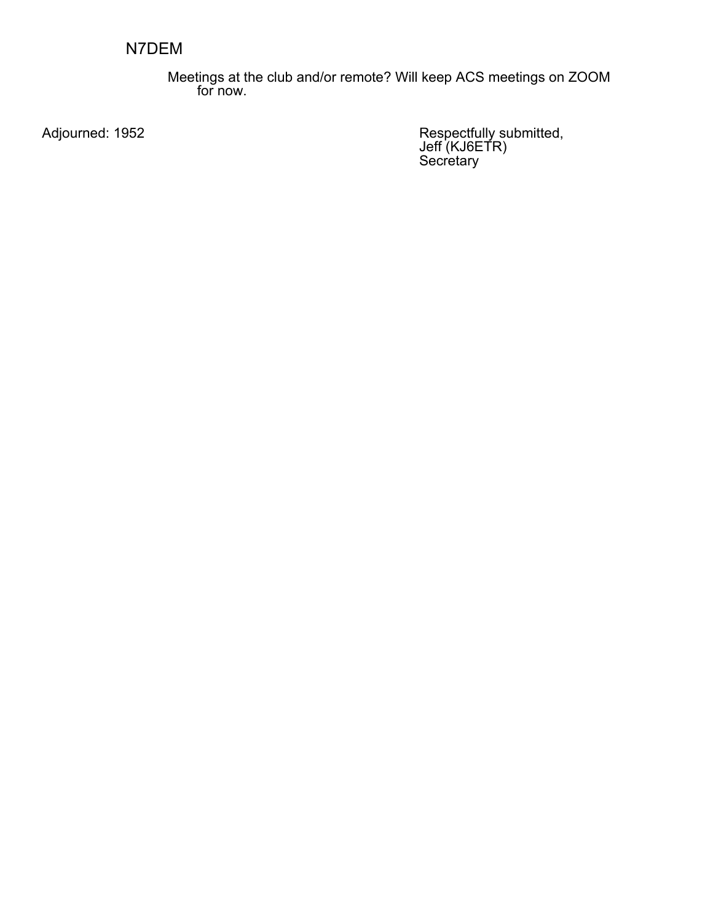N7DEM

Meetings at the club and/or remote? Will keep ACS meetings on ZOOM for now.

Adjourned: 1952

Respectfully submitted,
Jeff (KJ6ETR)
Secretary